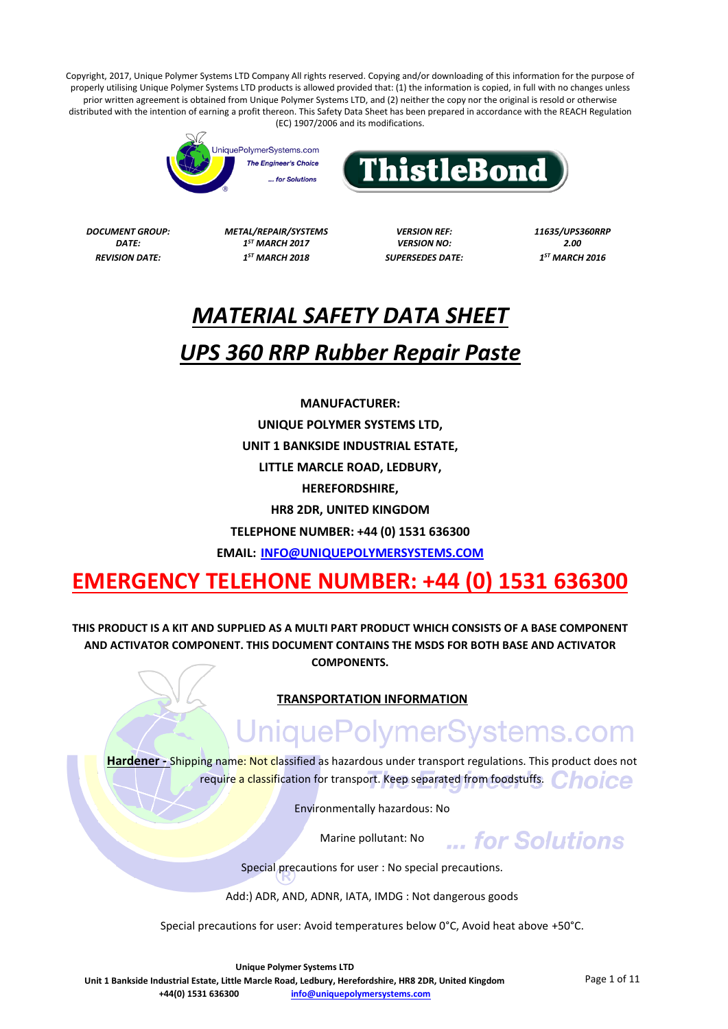Copyright, 2017, Unique Polymer Systems LTD Company All rights reserved. Copying and/or downloading of this information for the purpose of properly utilising Unique Polymer Systems LTD products is allowed provided that: (1) the information is copied, in full with no changes unless prior written agreement is obtained from Unique Polymer Systems LTD, and (2) neither the copy nor the original is resold or otherwise distributed with the intention of earning a profit thereon. This Safety Data Sheet has been prepared in accordance with the REACH Regulation (EC) 1907/2006 and its modifications.

UniquePolymerSystems.com *The Engineer's Choice ... for Solutions*

**ThistleBond**

| | | | |
|---|---|---|---|
| ***DOCUMENT GROUP:*** | ***METAL/REPAIR/SYSTEMS*** | ***VERSION REF:*** | ***11635/UPS360RRP*** |
| ***DATE:*** | ***1ST MARCH 2017*** | ***VERSION NO:*** | ***2.00*** |
| ***REVISION DATE:*** | ***1ST MARCH 2018*** | ***SUPERSEDES DATE:*** | ***1ST MARCH 2016*** |

# *MATERIAL SAFETY DATA SHEET*

# *UPS 360 RRP Rubber Repair Paste*

**MANUFACTURER:**

**UNIQUE POLYMER SYSTEMS LTD,**

**UNIT 1 BANKSIDE INDUSTRIAL ESTATE,**

**LITTLE MARCLE ROAD, LEDBURY,**

**HEREFORDSHIRE,**

**HR8 2DR, UNITED KINGDOM**

**TELEPHONE NUMBER: +44 (0) 1531 636300**

**EMAIL: INFO@UNIQUEPOLYMERSYSTEMS.COM**

## EMERGENCY TELEHONE NUMBER: +44 (0) 1531 636300

**THIS PRODUCT IS A KIT AND SUPPLIED AS A MULTI PART PRODUCT WHICH CONSISTS OF A BASE COMPONENT AND ACTIVATOR COMPONENT. THIS DOCUMENT CONTAINS THE MSDS FOR BOTH BASE AND ACTIVATOR COMPONENTS.**

**TRANSPORTATION INFORMATION**

**Hardener -** Shipping name: Not classified as hazardous under transport regulations. This product does not require a classification for transport. Keep separated from foodstuffs.

Environmentally hazardous: No

Marine pollutant: No

Special precautions for user : No special precautions.

Add:) ADR, AND, ADNR, IATA, IMDG : Not dangerous goods

Special precautions for user: Avoid temperatures below 0°C, Avoid heat above +50°C.

**Unique Polymer Systems LTD**
**Unit 1 Bankside Industrial Estate, Little Marcle Road, Ledbury, Herefordshire, HR8 2DR, United Kingdom**
**+44(0) 1531 636300** info@uniquepolymersystems.com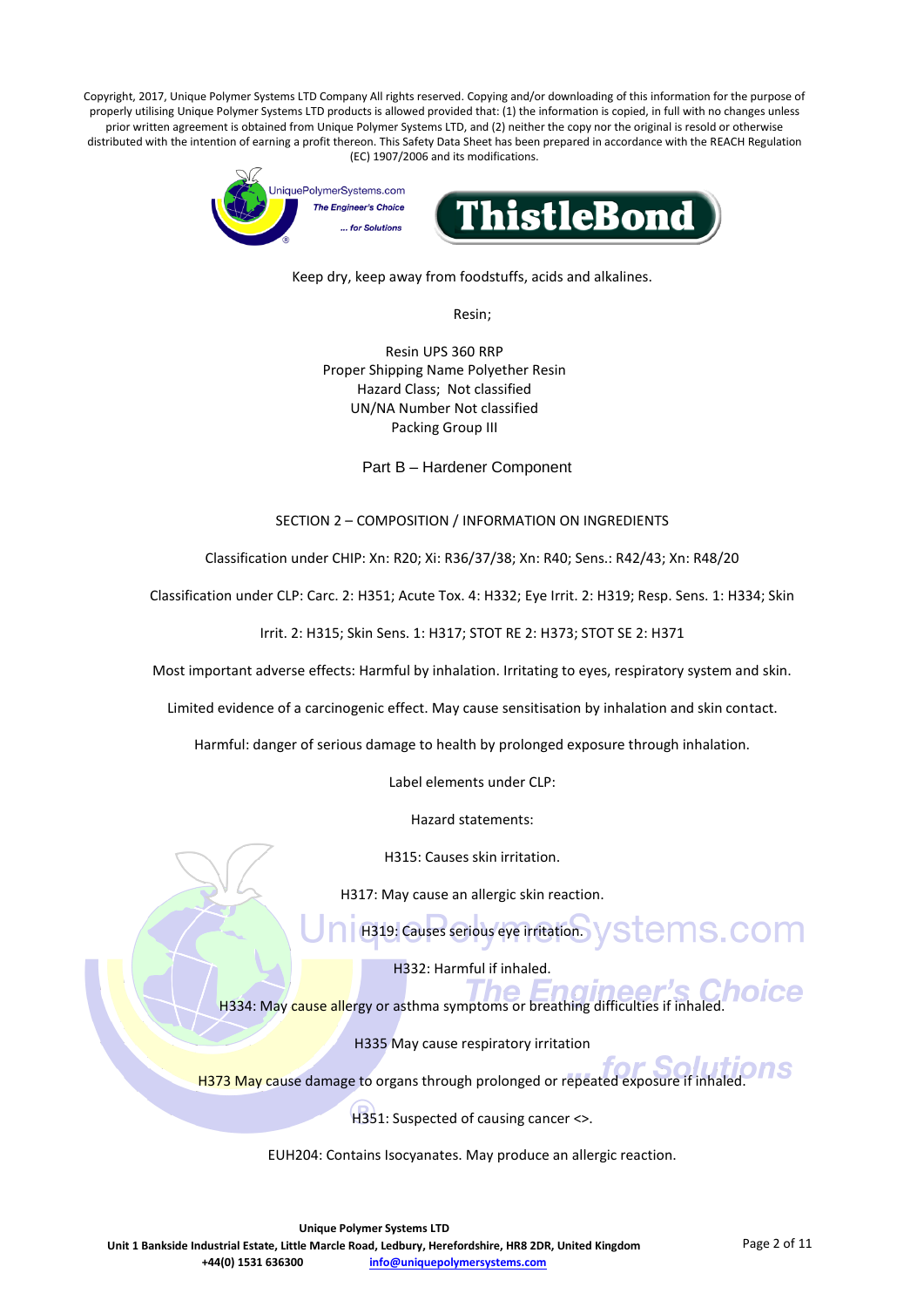Keep dry, keep away from foodstuffs, acids and alkalines.

Resin;

Resin UPS 360 RRP
Proper Shipping Name Polyether Resin
Hazard Class; Not classified
UN/NA Number Not classified
Packing Group III

## Part B – Hardener Component

## SECTION 2 – COMPOSITION / INFORMATION ON INGREDIENTS

Classification under CHIP: Xn: R20; Xi: R36/37/38; Xn: R40; Sens.: R42/43; Xn: R48/20

Classification under CLP: Carc. 2: H351; Acute Tox. 4: H332; Eye Irrit. 2: H319; Resp. Sens. 1: H334; Skin Irrit. 2: H315; Skin Sens. 1: H317; STOT RE 2: H373; STOT SE 2: H371

Most important adverse effects: Harmful by inhalation. Irritating to eyes, respiratory system and skin.

Limited evidence of a carcinogenic effect. May cause sensitisation by inhalation and skin contact.

Harmful: danger of serious damage to health by prolonged exposure through inhalation.

Label elements under CLP:

Hazard statements:

H315: Causes skin irritation.

H317: May cause an allergic skin reaction.

H319: Causes serious eye irritation.

H332: Harmful if inhaled.

H334: May cause allergy or asthma symptoms or breathing difficulties if inhaled.

H335 May cause respiratory irritation

H373 May cause damage to organs through prolonged or repeated exposure if inhaled.

H351: Suspected of causing cancer <>.

EUH204: Contains Isocyanates. May produce an allergic reaction.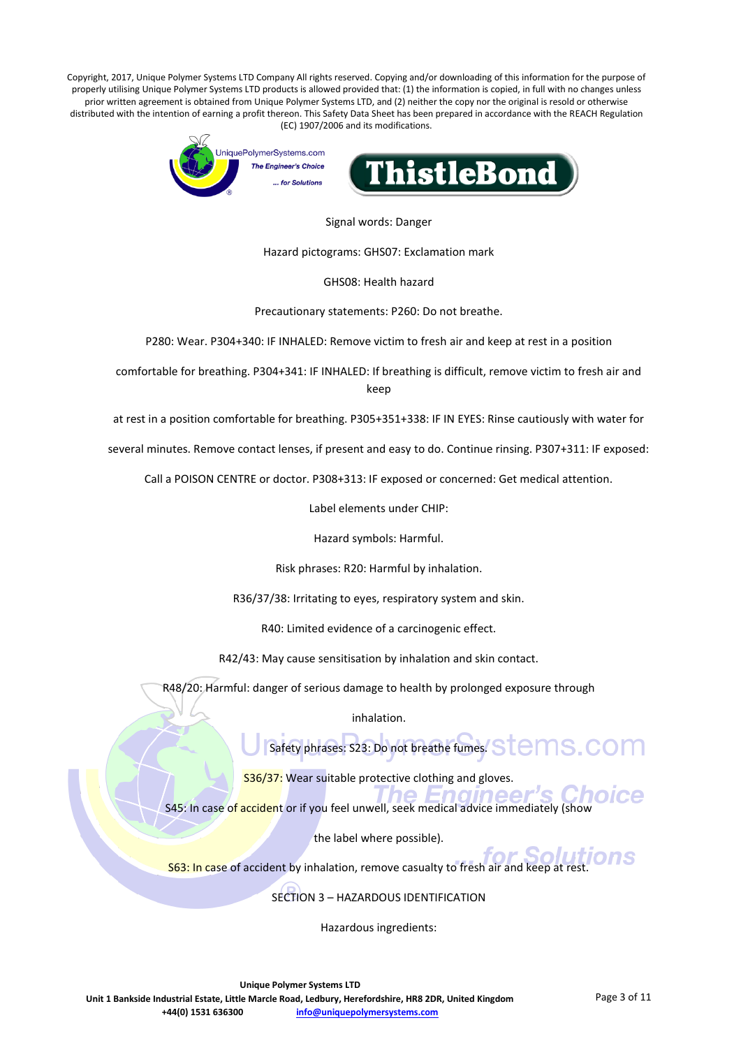Signal words: Danger

Hazard pictograms: GHS07: Exclamation mark

GHS08: Health hazard

Precautionary statements: P260: Do not breathe.

P280: Wear. P304+340: IF INHALED: Remove victim to fresh air and keep at rest in a position

comfortable for breathing. P304+341: IF INHALED: If breathing is difficult, remove victim to fresh air and keep

at rest in a position comfortable for breathing. P305+351+338: IF IN EYES: Rinse cautiously with water for

several minutes. Remove contact lenses, if present and easy to do. Continue rinsing. P307+311: IF exposed:

Call a POISON CENTRE or doctor. P308+313: IF exposed or concerned: Get medical attention.

Label elements under CHIP:

Hazard symbols: Harmful.

Risk phrases: R20: Harmful by inhalation.

R36/37/38: Irritating to eyes, respiratory system and skin.

R40: Limited evidence of a carcinogenic effect.

R42/43: May cause sensitisation by inhalation and skin contact.

R48/20: Harmful: danger of serious damage to health by prolonged exposure through

inhalation.

Safety phrases: S23: Do not breathe fumes.

S36/37: Wear suitable protective clothing and gloves.

S45: In case of accident or if you feel unwell, seek medical advice immediately (show

the label where possible).

S63: In case of accident by inhalation, remove casualty to fresh air and keep at rest.

## SECTION 3 – HAZARDOUS IDENTIFICATION

Hazardous ingredients: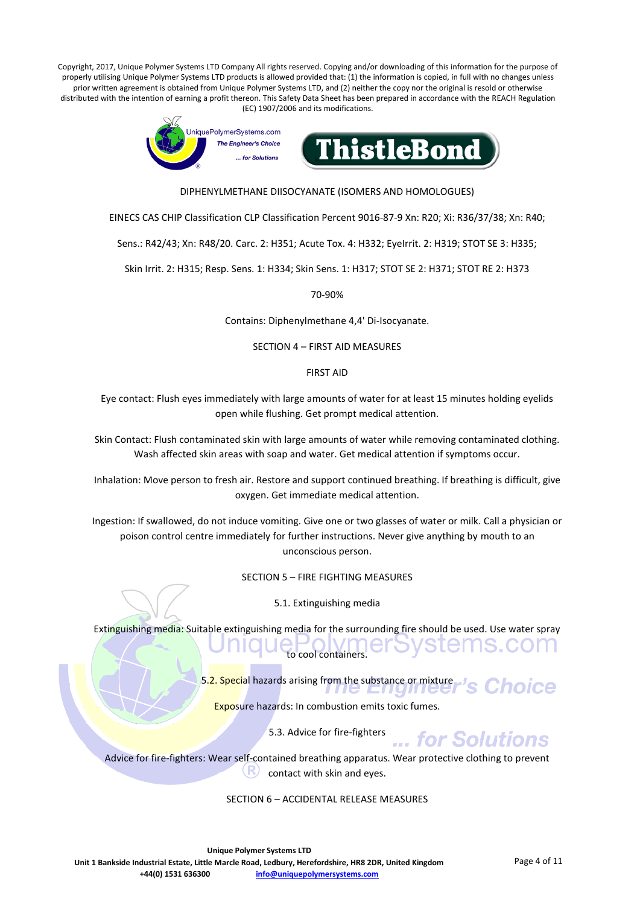Copyright, 2017, Unique Polymer Systems LTD Company All rights reserved. Copying and/or downloading of this information for the purpose of properly utilising Unique Polymer Systems LTD products is allowed provided that: (1) the information is copied, in full with no changes unless prior written agreement is obtained from Unique Polymer Systems LTD, and (2) neither the copy nor the original is resold or otherwise distributed with the intention of earning a profit thereon. This Safety Data Sheet has been prepared in accordance with the REACH Regulation (EC) 1907/2006 and its modifications.

DIPHENYLMETHANE DIISOCYANATE (ISOMERS AND HOMOLOGUES)

EINECS CAS CHIP Classification CLP Classification Percent 9016-87-9 Xn: R20; Xi: R36/37/38; Xn: R40;

Sens.: R42/43; Xn: R48/20. Carc. 2: H351; Acute Tox. 4: H332; EyeIrrit. 2: H319; STOT SE 3: H335;

Skin Irrit. 2: H315; Resp. Sens. 1: H334; Skin Sens. 1: H317; STOT SE 2: H371; STOT RE 2: H373

70-90%

Contains: Diphenylmethane 4,4' Di-Isocyanate.

## SECTION 4 – FIRST AID MEASURES

### FIRST AID

Eye contact: Flush eyes immediately with large amounts of water for at least 15 minutes holding eyelids open while flushing. Get prompt medical attention.

Skin Contact: Flush contaminated skin with large amounts of water while removing contaminated clothing. Wash affected skin areas with soap and water. Get medical attention if symptoms occur.

Inhalation: Move person to fresh air. Restore and support continued breathing. If breathing is difficult, give oxygen. Get immediate medical attention.

Ingestion: If swallowed, do not induce vomiting. Give one or two glasses of water or milk. Call a physician or poison control centre immediately for further instructions. Never give anything by mouth to an unconscious person.

## SECTION 5 – FIRE FIGHTING MEASURES

### 5.1. Extinguishing media

Extinguishing media: Suitable extinguishing media for the surrounding fire should be used. Use water spray to cool containers.

### 5.2. Special hazards arising from the substance or mixture

Exposure hazards: In combustion emits toxic fumes.

### 5.3. Advice for fire-fighters

Advice for fire-fighters: Wear self-contained breathing apparatus. Wear protective clothing to prevent contact with skin and eyes.

## SECTION 6 – ACCIDENTAL RELEASE MEASURES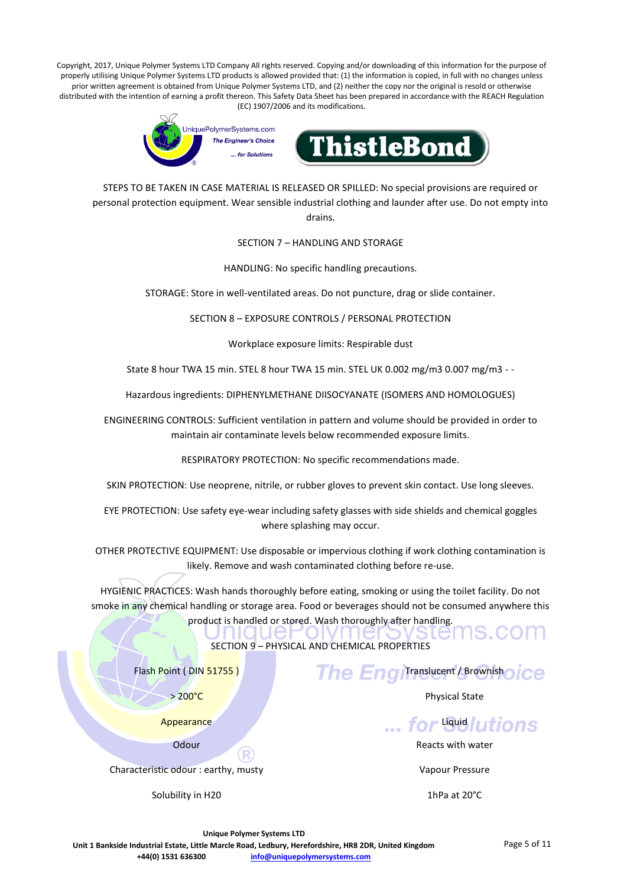Copyright, 2017, Unique Polymer Systems LTD Company All rights reserved. Copying and/or downloading of this information for the purpose of properly utilising Unique Polymer Systems LTD products is allowed provided that: (1) the information is copied, in full with no changes unless prior written agreement is obtained from Unique Polymer Systems LTD, and (2) neither the copy nor the original is resold or otherwise distributed with the intention of earning a profit thereon. This Safety Data Sheet has been prepared in accordance with the REACH Regulation (EC) 1907/2006 and its modifications.

STEPS TO BE TAKEN IN CASE MATERIAL IS RELEASED OR SPILLED: No special provisions are required or personal protection equipment. Wear sensible industrial clothing and launder after use. Do not empty into drains.

## SECTION 7 – HANDLING AND STORAGE

HANDLING: No specific handling precautions.

STORAGE: Store in well-ventilated areas. Do not puncture, drag or slide container.

## SECTION 8 – EXPOSURE CONTROLS / PERSONAL PROTECTION

Workplace exposure limits: Respirable dust

State 8 hour TWA 15 min. STEL 8 hour TWA 15 min. STEL UK 0.002 mg/m3 0.007 mg/m3 - -

Hazardous ingredients: DIPHENYLMETHANE DIISOCYANATE (ISOMERS AND HOMOLOGUES)

ENGINEERING CONTROLS: Sufficient ventilation in pattern and volume should be provided in order to maintain air contaminate levels below recommended exposure limits.

RESPIRATORY PROTECTION: No specific recommendations made.

SKIN PROTECTION: Use neoprene, nitrile, or rubber gloves to prevent skin contact. Use long sleeves.

EYE PROTECTION: Use safety eye-wear including safety glasses with side shields and chemical goggles where splashing may occur.

OTHER PROTECTIVE EQUIPMENT: Use disposable or impervious clothing if work clothing contamination is likely. Remove and wash contaminated clothing before re-use.

HYGIENIC PRACTICES: Wash hands thoroughly before eating, smoking or using the toilet facility. Do not smoke in any chemical handling or storage area. Food or beverages should not be consumed anywhere this product is handled or stored. Wash thoroughly after handling.

## SECTION 9 – PHYSICAL AND CHEMICAL PROPERTIES

| | |
|---|---|
| Flash Point ( DIN 51755 ) | > 200°C |
| Appearance | Translucent / Brownish |
| Physical State | Liquid |
| Odour | Characteristic odour : earthy, musty |
| Solubility in H20 | Reacts with water |
| Vapour Pressure | 1hPa at 20°C |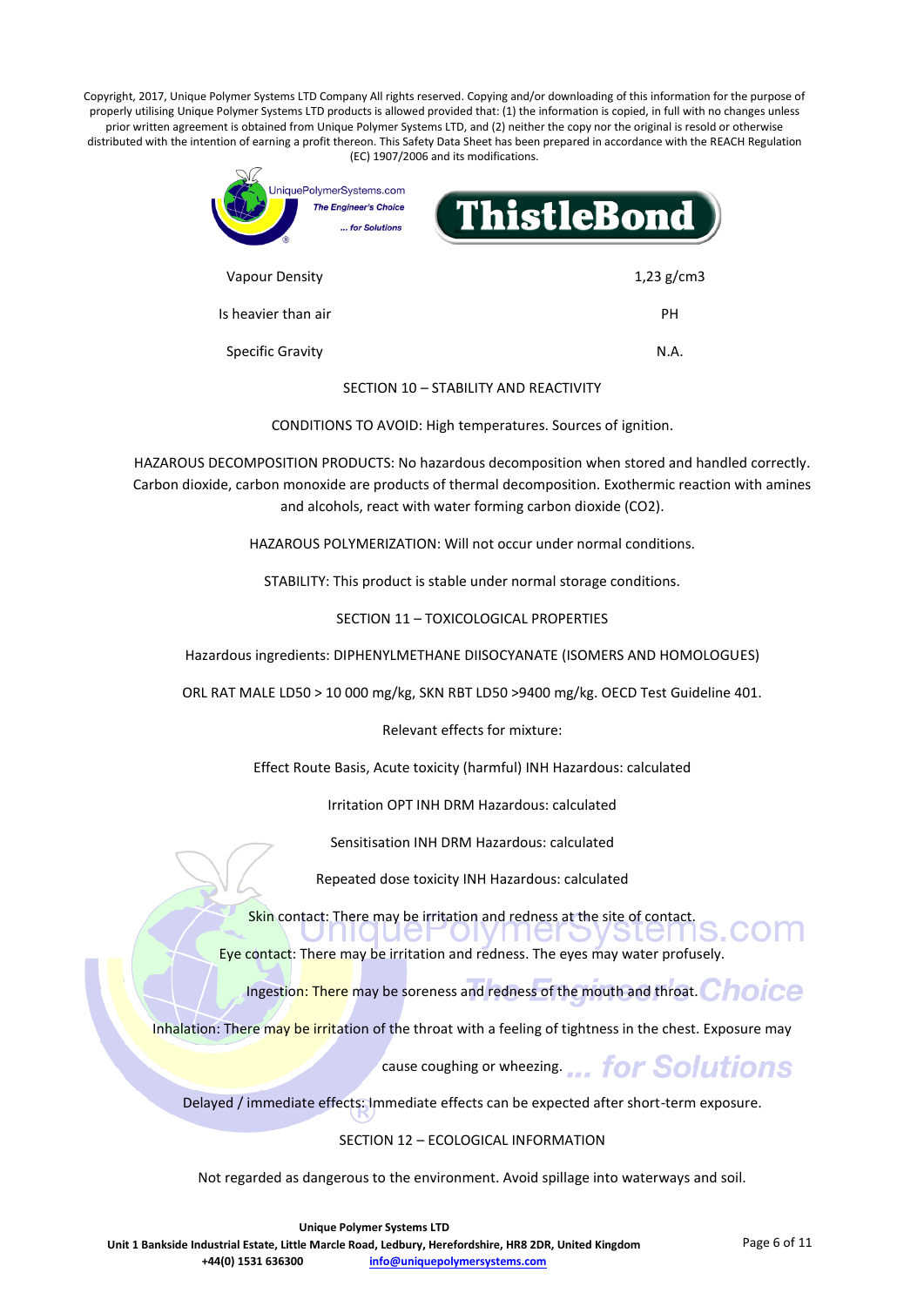Copyright, 2017, Unique Polymer Systems LTD Company All rights reserved. Copying and/or downloading of this information for the purpose of properly utilising Unique Polymer Systems LTD products is allowed provided that: (1) the information is copied, in full with no changes unless prior written agreement is obtained from Unique Polymer Systems LTD, and (2) neither the copy nor the original is resold or otherwise distributed with the intention of earning a profit thereon. This Safety Data Sheet has been prepared in accordance with the REACH Regulation (EC) 1907/2006 and its modifications.

| | |
|---|---|
| Vapour Density | 1,23 g/cm3 |
| Is heavier than air | PH |
| Specific Gravity | N.A. |

## SECTION 10 – STABILITY AND REACTIVITY

CONDITIONS TO AVOID: High temperatures. Sources of ignition.

HAZAROUS DECOMPOSITION PRODUCTS: No hazardous decomposition when stored and handled correctly. Carbon dioxide, carbon monoxide are products of thermal decomposition. Exothermic reaction with amines and alcohols, react with water forming carbon dioxide ($CO_2$).

HAZAROUS POLYMERIZATION: Will not occur under normal conditions.

STABILITY: This product is stable under normal storage conditions.

## SECTION 11 – TOXICOLOGICAL PROPERTIES

Hazardous ingredients: DIPHENYLMETHANE DIISOCYANATE (ISOMERS AND HOMOLOGUES)

ORL RAT MALE LD50 > 10 000 mg/kg, SKN RBT LD50 >9400 mg/kg. OECD Test Guideline 401.

Relevant effects for mixture:

Effect Route Basis, Acute toxicity (harmful) INH Hazardous: calculated

Irritation OPT INH DRM Hazardous: calculated

Sensitisation INH DRM Hazardous: calculated

Repeated dose toxicity INH Hazardous: calculated

Skin contact: There may be irritation and redness at the site of contact.

Eye contact: There may be irritation and redness. The eyes may water profusely.

Ingestion: There may be soreness and redness of the mouth and throat.

Inhalation: There may be irritation of the throat with a feeling of tightness in the chest. Exposure may cause coughing or wheezing.

Delayed / immediate effects: Immediate effects can be expected after short-term exposure.

## SECTION 12 – ECOLOGICAL INFORMATION

Not regarded as dangerous to the environment. Avoid spillage into waterways and soil.

**Unique Polymer Systems LTD**
**Unit 1 Bankside Industrial Estate, Little Marcle Road, Ledbury, Herefordshire, HR8 2DR, United Kingdom**
**+44(0) 1531 636300** info@uniquepolymersystems.com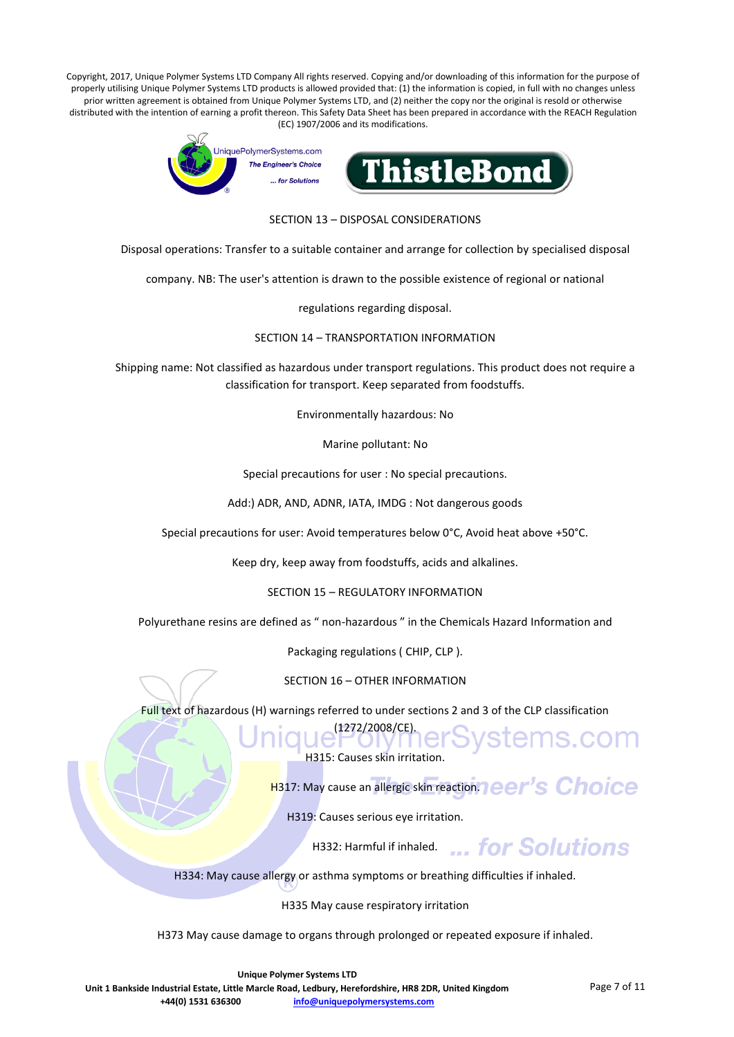## SECTION 13 – DISPOSAL CONSIDERATIONS

Disposal operations: Transfer to a suitable container and arrange for collection by specialised disposal company. NB: The user's attention is drawn to the possible existence of regional or national regulations regarding disposal.

## SECTION 14 – TRANSPORTATION INFORMATION

Shipping name: Not classified as hazardous under transport regulations. This product does not require a classification for transport. Keep separated from foodstuffs.

Environmentally hazardous: No

Marine pollutant: No

Special precautions for user : No special precautions.

Add:) ADR, AND, ADNR, IATA, IMDG : Not dangerous goods

Special precautions for user: Avoid temperatures below 0°C, Avoid heat above +50°C.

Keep dry, keep away from foodstuffs, acids and alkalines.

## SECTION 15 – REGULATORY INFORMATION

Polyurethane resins are defined as " non-hazardous " in the Chemicals Hazard Information and Packaging regulations ( CHIP, CLP ).

## SECTION 16 – OTHER INFORMATION

Full text of hazardous (H) warnings referred to under sections 2 and 3 of the CLP classification (1272/2008/CE).

H315: Causes skin irritation.

H317: May cause an allergic skin reaction.

H319: Causes serious eye irritation.

H332: Harmful if inhaled.

H334: May cause allergy or asthma symptoms or breathing difficulties if inhaled.

H335 May cause respiratory irritation

H373 May cause damage to organs through prolonged or repeated exposure if inhaled.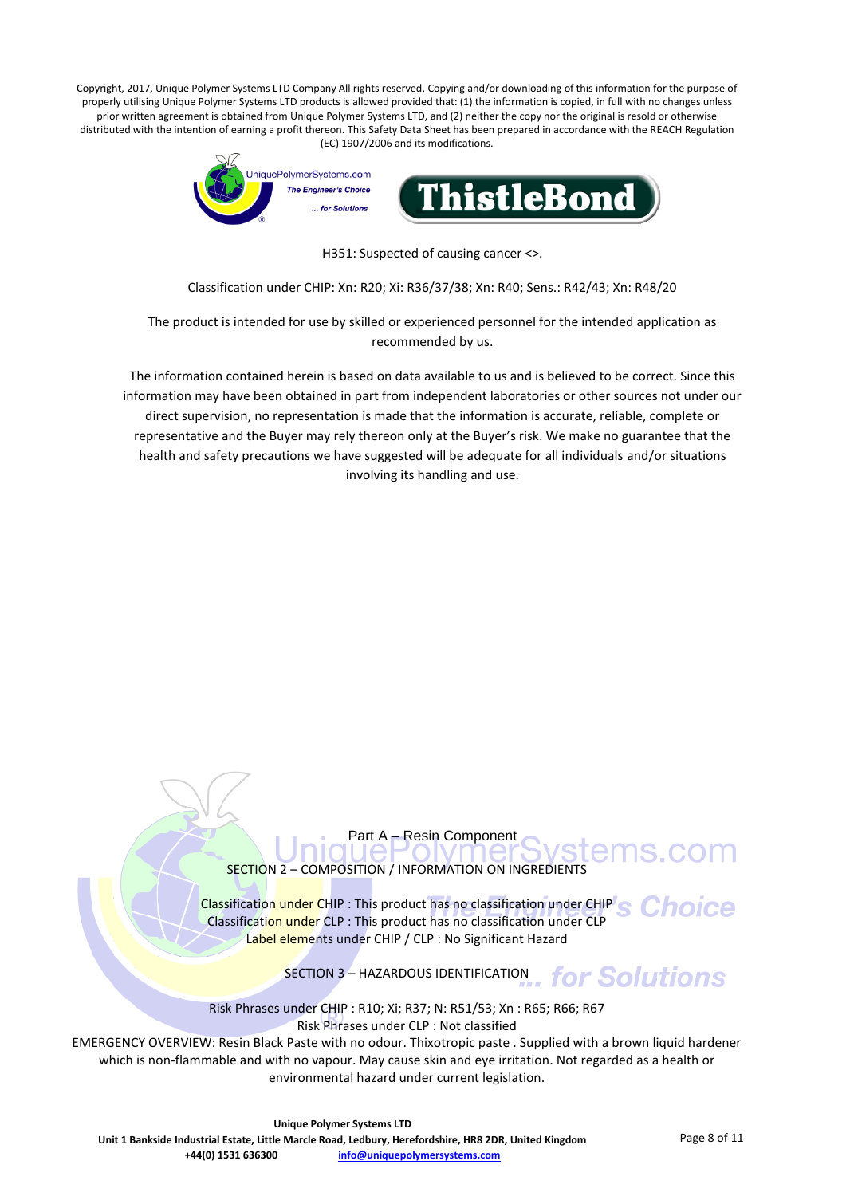H351: Suspected of causing cancer <>.

Classification under CHIP: Xn: R20; Xi: R36/37/38; Xn: R40; Sens.: R42/43; Xn: R48/20

The product is intended for use by skilled or experienced personnel for the intended application as recommended by us.

The information contained herein is based on data available to us and is believed to be correct. Since this information may have been obtained in part from independent laboratories or other sources not under our direct supervision, no representation is made that the information is accurate, reliable, complete or representative and the Buyer may rely thereon only at the Buyer's risk. We make no guarantee that the health and safety precautions we have suggested will be adequate for all individuals and/or situations involving its handling and use.

## Part A – Resin Component

### SECTION 2 – COMPOSITION / INFORMATION ON INGREDIENTS

Classification under CHIP : This product has no classification under CHIP
Classification under CLP : This product has no classification under CLP
Label elements under CHIP / CLP : No Significant Hazard

### SECTION 3 – HAZARDOUS IDENTIFICATION

Risk Phrases under CHIP : R10; Xi; R37; N: R51/53; Xn : R65; R66; R67
Risk Phrases under CLP : Not classified

EMERGENCY OVERVIEW: Resin Black Paste with no odour. Thixotropic paste . Supplied with a brown liquid hardener which is non-flammable and with no vapour. May cause skin and eye irritation. Not regarded as a health or environmental hazard under current legislation.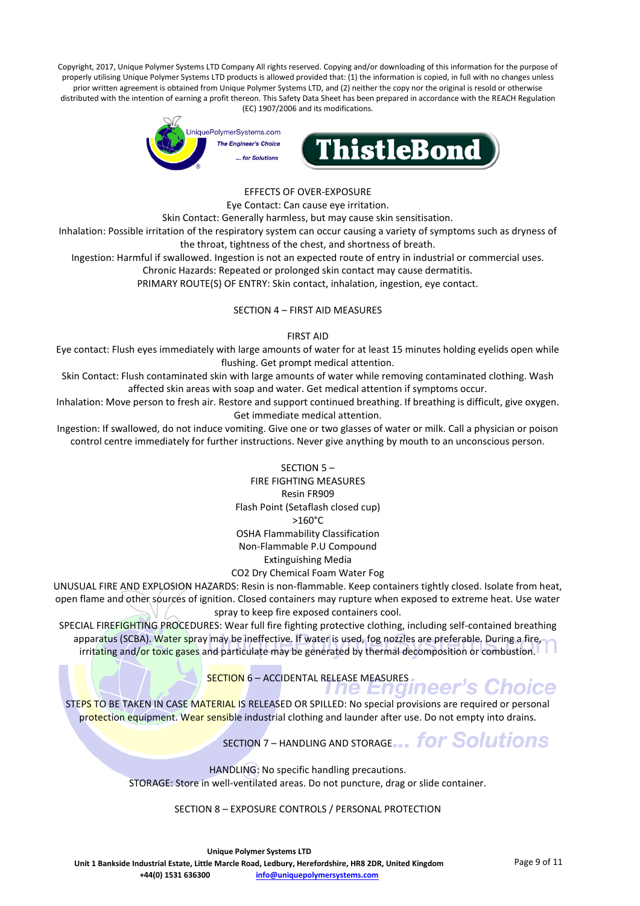EFFECTS OF OVER-EXPOSURE

Eye Contact: Can cause eye irritation.

Skin Contact: Generally harmless, but may cause skin sensitisation.

Inhalation: Possible irritation of the respiratory system can occur causing a variety of symptoms such as dryness of the throat, tightness of the chest, and shortness of breath.

Ingestion: Harmful if swallowed. Ingestion is not an expected route of entry in industrial or commercial uses.

Chronic Hazards: Repeated or prolonged skin contact may cause dermatitis.

PRIMARY ROUTE(S) OF ENTRY: Skin contact, inhalation, ingestion, eye contact.

## SECTION 4 – FIRST AID MEASURES

FIRST AID

Eye contact: Flush eyes immediately with large amounts of water for at least 15 minutes holding eyelids open while flushing. Get prompt medical attention.

Skin Contact: Flush contaminated skin with large amounts of water while removing contaminated clothing. Wash affected skin areas with soap and water. Get medical attention if symptoms occur.

Inhalation: Move person to fresh air. Restore and support continued breathing. If breathing is difficult, give oxygen. Get immediate medical attention.

Ingestion: If swallowed, do not induce vomiting. Give one or two glasses of water or milk. Call a physician or poison control centre immediately for further instructions. Never give anything by mouth to an unconscious person.

## SECTION 5 – FIRE FIGHTING MEASURES

Resin FR909

Flash Point (Setaflash closed cup)

>160°C

OSHA Flammability Classification

Non-Flammable P.U Compound

Extinguishing Media

$CO_2$ Dry Chemical Foam Water Fog

UNUSUAL FIRE AND EXPLOSION HAZARDS: Resin is non-flammable. Keep containers tightly closed. Isolate from heat, open flame and other sources of ignition. Closed containers may rupture when exposed to extreme heat. Use water spray to keep fire exposed containers cool.

SPECIAL FIREFIGHTING PROCEDURES: Wear full fire fighting protective clothing, including self-contained breathing apparatus (SCBA). Water spray may be ineffective. If water is used, fog nozzles are preferable. During a fire, irritating and/or toxic gases and particulate may be generated by thermal decomposition or combustion.

## SECTION 6 – ACCIDENTAL RELEASE MEASURES

STEPS TO BE TAKEN IN CASE MATERIAL IS RELEASED OR SPILLED: No special provisions are required or personal protection equipment. Wear sensible industrial clothing and launder after use. Do not empty into drains.

## SECTION 7 – HANDLING AND STORAGE

HANDLING: No specific handling precautions.

STORAGE: Store in well-ventilated areas. Do not puncture, drag or slide container.

## SECTION 8 – EXPOSURE CONTROLS / PERSONAL PROTECTION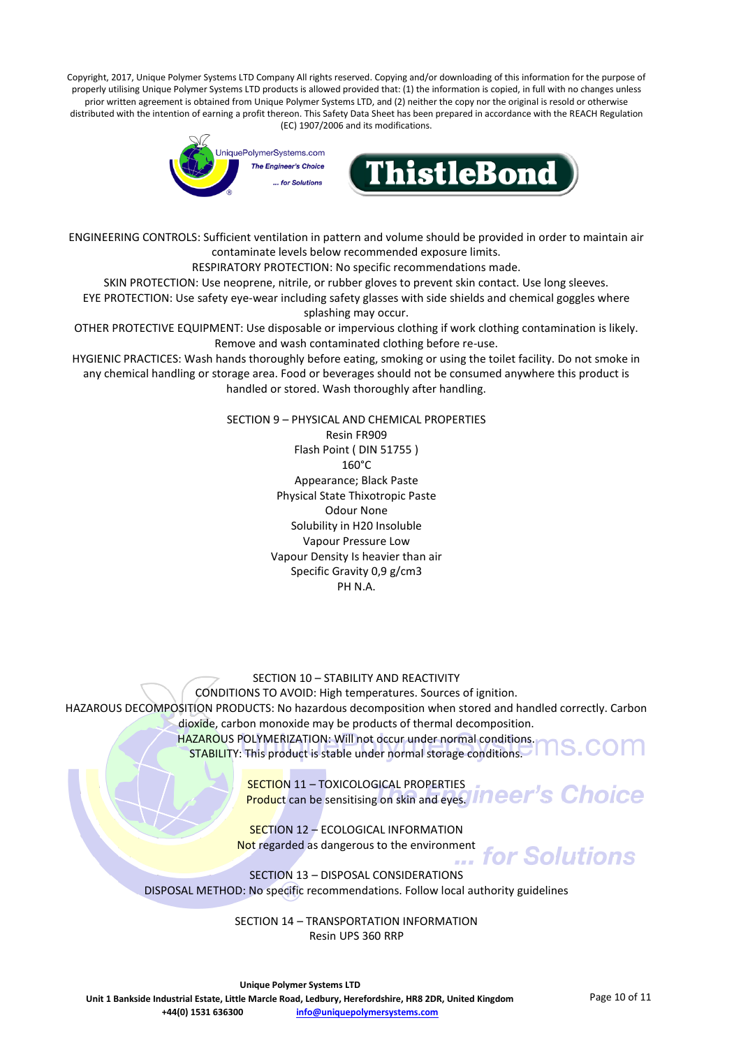ENGINEERING CONTROLS: Sufficient ventilation in pattern and volume should be provided in order to maintain air contaminate levels below recommended exposure limits.

RESPIRATORY PROTECTION: No specific recommendations made.

SKIN PROTECTION: Use neoprene, nitrile, or rubber gloves to prevent skin contact. Use long sleeves.

EYE PROTECTION: Use safety eye-wear including safety glasses with side shields and chemical goggles where splashing may occur.

OTHER PROTECTIVE EQUIPMENT: Use disposable or impervious clothing if work clothing contamination is likely. Remove and wash contaminated clothing before re-use.

HYGIENIC PRACTICES: Wash hands thoroughly before eating, smoking or using the toilet facility. Do not smoke in any chemical handling or storage area. Food or beverages should not be consumed anywhere this product is handled or stored. Wash thoroughly after handling.

## SECTION 9 – PHYSICAL AND CHEMICAL PROPERTIES

Resin FR909

Flash Point ( DIN 51755 )

160°C

Appearance; Black Paste

Physical State Thixotropic Paste

Odour None

Solubility in H20 Insoluble

Vapour Pressure Low

Vapour Density Is heavier than air

Specific Gravity 0,9 g/cm3

PH N.A.

## SECTION 10 – STABILITY AND REACTIVITY

CONDITIONS TO AVOID: High temperatures. Sources of ignition.

HAZAROUS DECOMPOSITION PRODUCTS: No hazardous decomposition when stored and handled correctly. Carbon dioxide, carbon monoxide may be products of thermal decomposition.

HAZAROUS POLYMERIZATION: Will not occur under normal conditions.

STABILITY: This product is stable under normal storage conditions.

## SECTION 11 – TOXICOLOGICAL PROPERTIES

Product can be sensitising on skin and eyes.

## SECTION 12 – ECOLOGICAL INFORMATION

Not regarded as dangerous to the environment

## SECTION 13 – DISPOSAL CONSIDERATIONS

DISPOSAL METHOD: No specific recommendations. Follow local authority guidelines

## SECTION 14 – TRANSPORTATION INFORMATION

Resin UPS 360 RRP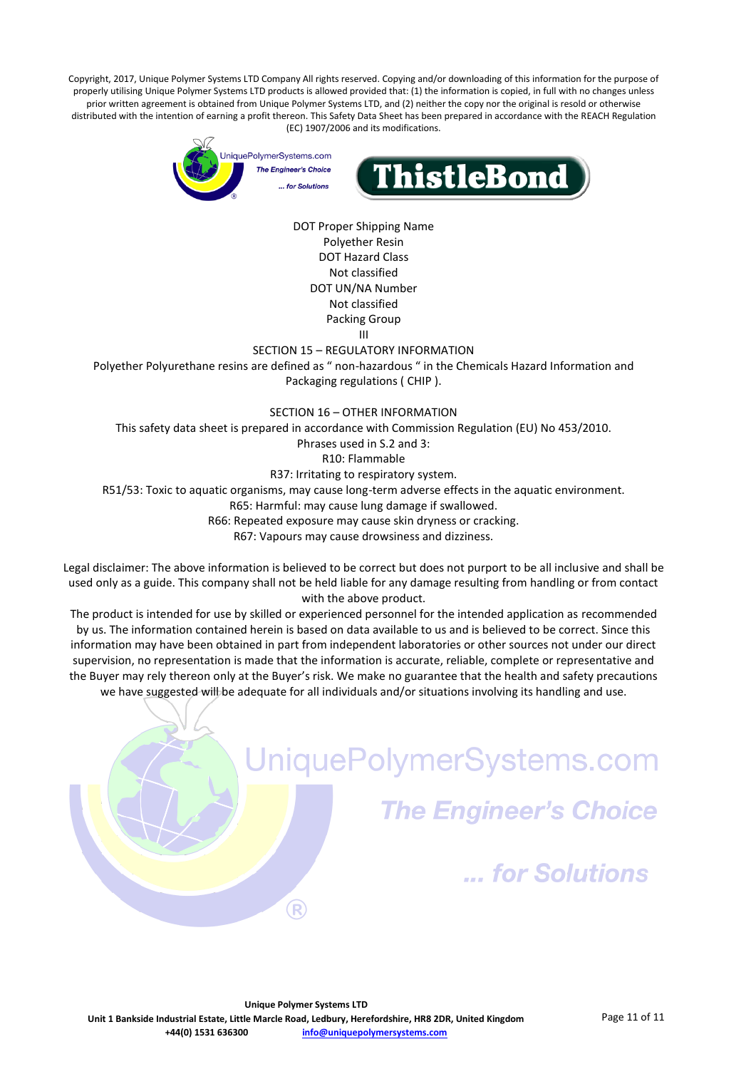DOT Proper Shipping Name
Polyether Resin
DOT Hazard Class
Not classified
DOT UN/NA Number
Not classified
Packing Group
III

## SECTION 15 – REGULATORY INFORMATION

Polyether Polyurethane resins are defined as " non-hazardous " in the Chemicals Hazard Information and Packaging regulations ( CHIP ).

## SECTION 16 – OTHER INFORMATION

This safety data sheet is prepared in accordance with Commission Regulation (EU) No 453/2010.

Phrases used in S.2 and 3:

R10: Flammable

R37: Irritating to respiratory system.

R51/53: Toxic to aquatic organisms, may cause long-term adverse effects in the aquatic environment.

R65: Harmful: may cause lung damage if swallowed.

R66: Repeated exposure may cause skin dryness or cracking.

R67: Vapours may cause drowsiness and dizziness.

Legal disclaimer: The above information is believed to be correct but does not purport to be all inclusive and shall be used only as a guide. This company shall not be held liable for any damage resulting from handling or from contact with the above product.

The product is intended for use by skilled or experienced personnel for the intended application as recommended by us. The information contained herein is based on data available to us and is believed to be correct. Since this information may have been obtained in part from independent laboratories or other sources not under our direct supervision, no representation is made that the information is accurate, reliable, complete or representative and the Buyer may rely thereon only at the Buyer's risk. We make no guarantee that the health and safety precautions we have suggested will be adequate for all individuals and/or situations involving its handling and use.